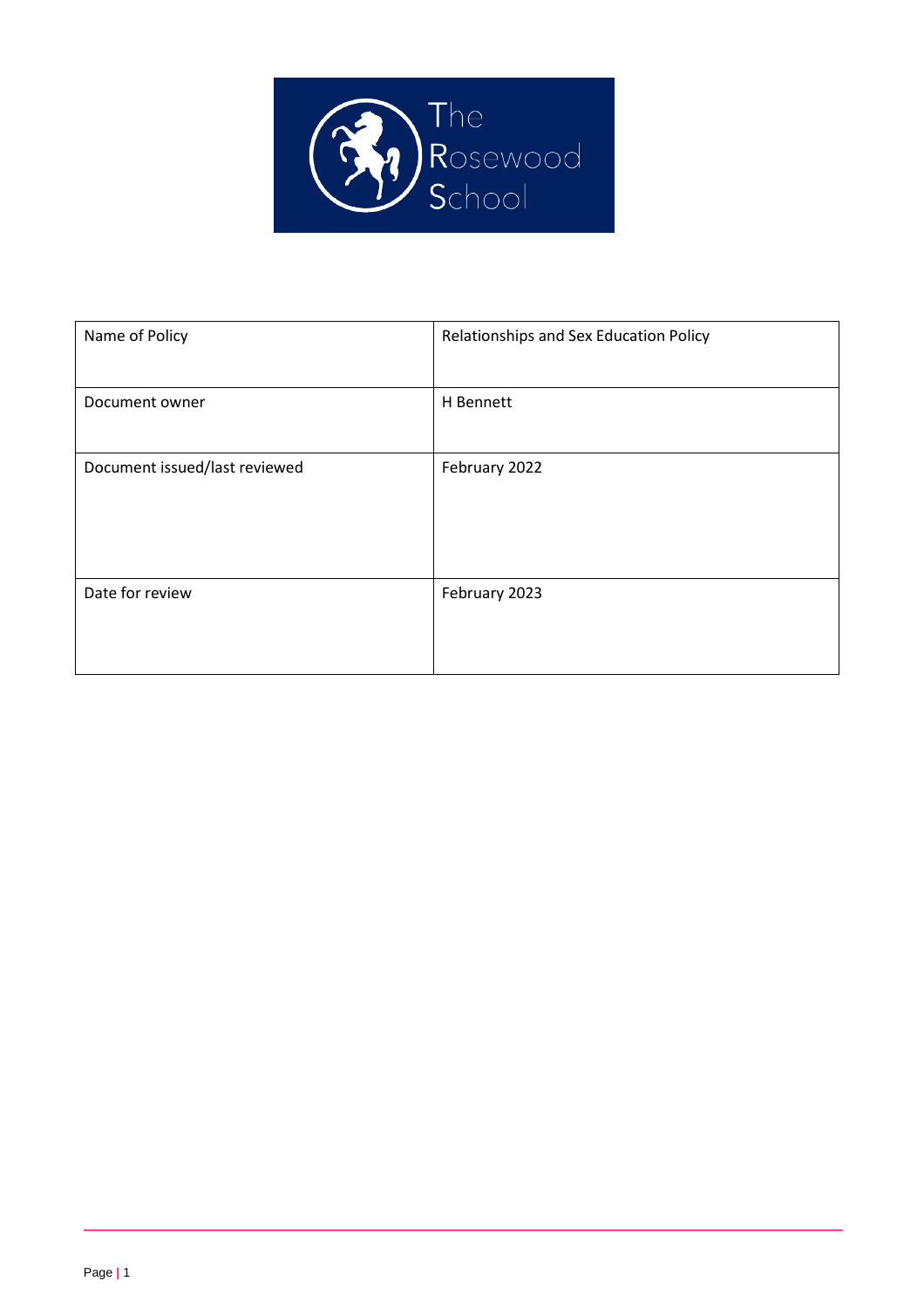The Rosewood School

| Name of Policy | Relationships and Sex Education Policy |
| --- | --- |
| Document owner | H Bennett |
| Document issued/last reviewed | February 2022 |
| Date for review | February 2023 |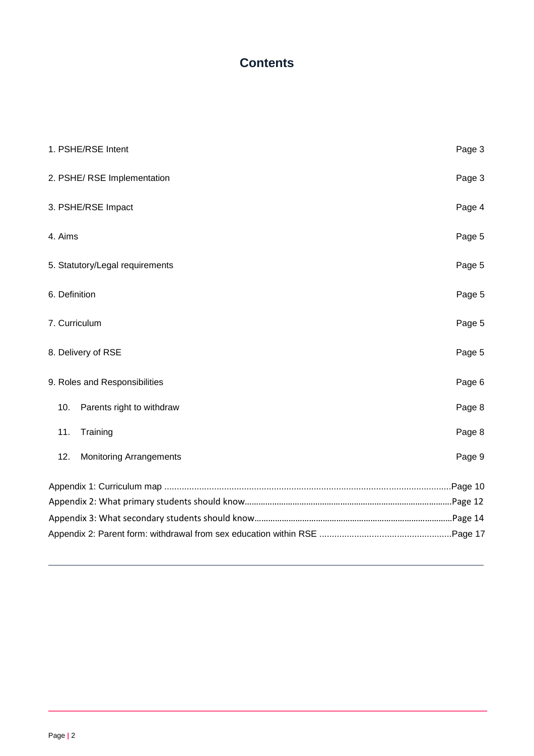## Contents

| | |
|---|---|
| 1. PSHE/RSE Intent | Page 3 |
| 2. PSHE/ RSE Implementation | Page 3 |
| 3. PSHE/RSE Impact | Page 4 |
| 4. Aims | Page 5 |
| 5. Statutory/Legal requirements | Page 5 |
| 6. Definition | Page 5 |
| 7. Curriculum | Page 5 |
| 8. Delivery of RSE | Page 5 |
| 9. Roles and Responsibilities | Page 6 |
| 10. Parents right to withdraw | Page 8 |
| 11. Training | Page 8 |
| 12. Monitoring Arrangements | Page 9 |

Appendix 1: Curriculum map ....................................................................................................Page 10
Appendix 2: What primary students should know..........................................................................................Page 12
Appendix 3: What secondary students should know......................................................................................Page 14
Appendix 2: Parent form: withdrawal from sex education within RSE ....................................................Page 17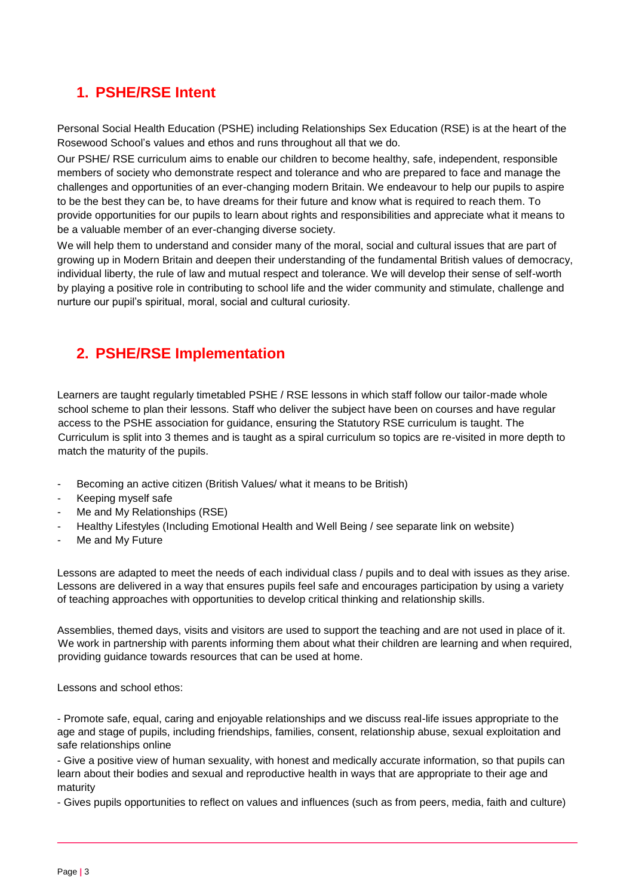## 1. PSHE/RSE Intent

Personal Social Health Education (PSHE) including Relationships Sex Education (RSE) is at the heart of the Rosewood School's values and ethos and runs throughout all that we do.

Our PSHE/ RSE curriculum aims to enable our children to become healthy, safe, independent, responsible members of society who demonstrate respect and tolerance and who are prepared to face and manage the challenges and opportunities of an ever-changing modern Britain. We endeavour to help our pupils to aspire to be the best they can be, to have dreams for their future and know what is required to reach them. To provide opportunities for our pupils to learn about rights and responsibilities and appreciate what it means to be a valuable member of an ever-changing diverse society.

We will help them to understand and consider many of the moral, social and cultural issues that are part of growing up in Modern Britain and deepen their understanding of the fundamental British values of democracy, individual liberty, the rule of law and mutual respect and tolerance. We will develop their sense of self-worth by playing a positive role in contributing to school life and the wider community and stimulate, challenge and nurture our pupil's spiritual, moral, social and cultural curiosity.

## 2. PSHE/RSE Implementation

Learners are taught regularly timetabled PSHE / RSE lessons in which staff follow our tailor-made whole school scheme to plan their lessons. Staff who deliver the subject have been on courses and have regular access to the PSHE association for guidance, ensuring the Statutory RSE curriculum is taught. The Curriculum is split into 3 themes and is taught as a spiral curriculum so topics are re-visited in more depth to match the maturity of the pupils.

- Becoming an active citizen (British Values/ what it means to be British)
- Keeping myself safe
- Me and My Relationships (RSE)
- Healthy Lifestyles (Including Emotional Health and Well Being / see separate link on website)
- Me and My Future

Lessons are adapted to meet the needs of each individual class / pupils and to deal with issues as they arise. Lessons are delivered in a way that ensures pupils feel safe and encourages participation by using a variety of teaching approaches with opportunities to develop critical thinking and relationship skills.

Assemblies, themed days, visits and visitors are used to support the teaching and are not used in place of it. We work in partnership with parents informing them about what their children are learning and when required, providing guidance towards resources that can be used at home.

Lessons and school ethos:

- Promote safe, equal, caring and enjoyable relationships and we discuss real-life issues appropriate to the age and stage of pupils, including friendships, families, consent, relationship abuse, sexual exploitation and safe relationships online
- Give a positive view of human sexuality, with honest and medically accurate information, so that pupils can learn about their bodies and sexual and reproductive health in ways that are appropriate to their age and maturity
- Gives pupils opportunities to reflect on values and influences (such as from peers, media, faith and culture)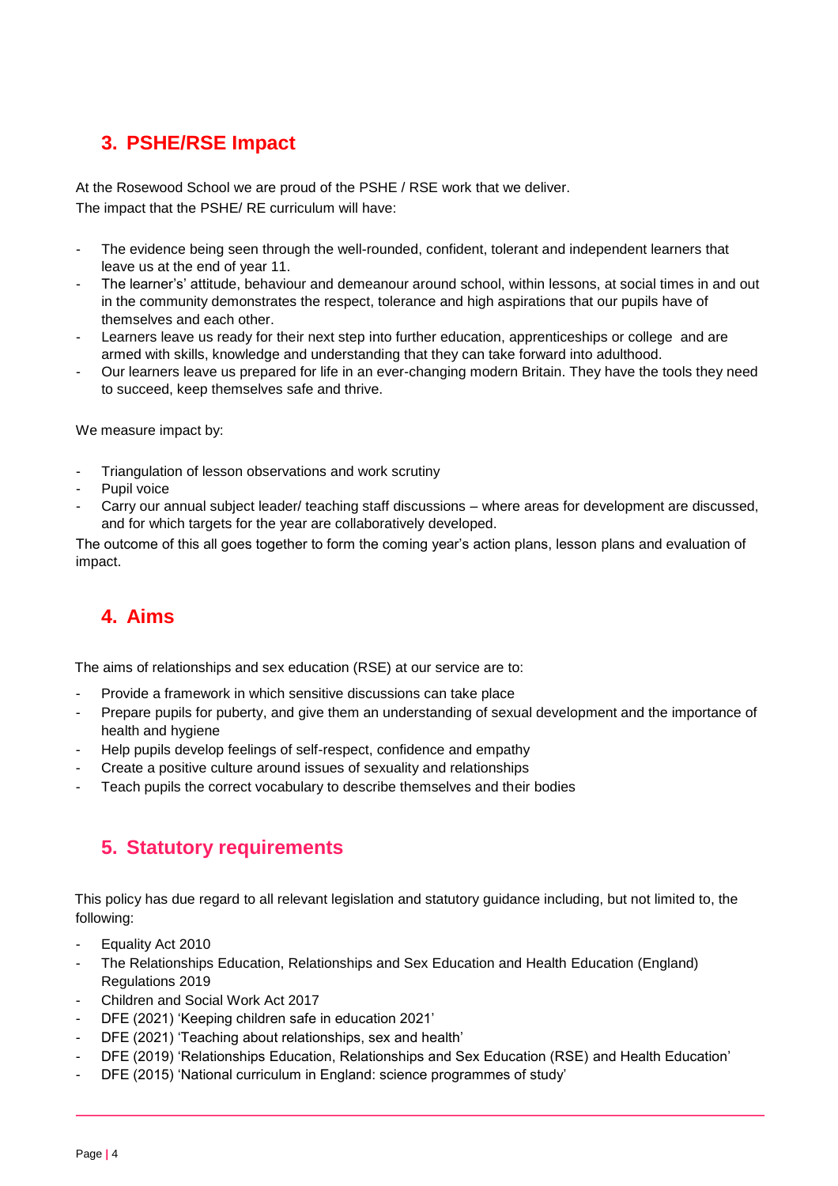## 3. PSHE/RSE Impact

At the Rosewood School we are proud of the PSHE / RSE work that we deliver.
The impact that the PSHE/ RE curriculum will have:

- The evidence being seen through the well-rounded, confident, tolerant and independent learners that leave us at the end of year 11.
- The learner's' attitude, behaviour and demeanour around school, within lessons, at social times in and out in the community demonstrates the respect, tolerance and high aspirations that our pupils have of themselves and each other.
- Learners leave us ready for their next step into further education, apprenticeships or college and are armed with skills, knowledge and understanding that they can take forward into adulthood.
- Our learners leave us prepared for life in an ever-changing modern Britain. They have the tools they need to succeed, keep themselves safe and thrive.

We measure impact by:

- Triangulation of lesson observations and work scrutiny
- Pupil voice
- Carry our annual subject leader/ teaching staff discussions – where areas for development are discussed, and for which targets for the year are collaboratively developed.

The outcome of this all goes together to form the coming year's action plans, lesson plans and evaluation of impact.

## 4. Aims

The aims of relationships and sex education (RSE) at our service are to:

- Provide a framework in which sensitive discussions can take place
- Prepare pupils for puberty, and give them an understanding of sexual development and the importance of health and hygiene
- Help pupils develop feelings of self-respect, confidence and empathy
- Create a positive culture around issues of sexuality and relationships
- Teach pupils the correct vocabulary to describe themselves and their bodies

## 5. Statutory requirements

This policy has due regard to all relevant legislation and statutory guidance including, but not limited to, the following:

- Equality Act 2010
- The Relationships Education, Relationships and Sex Education and Health Education (England) Regulations 2019
- Children and Social Work Act 2017
- DFE (2021) 'Keeping children safe in education 2021'
- DFE (2021) 'Teaching about relationships, sex and health'
- DFE (2019) 'Relationships Education, Relationships and Sex Education (RSE) and Health Education'
- DFE (2015) 'National curriculum in England: science programmes of study'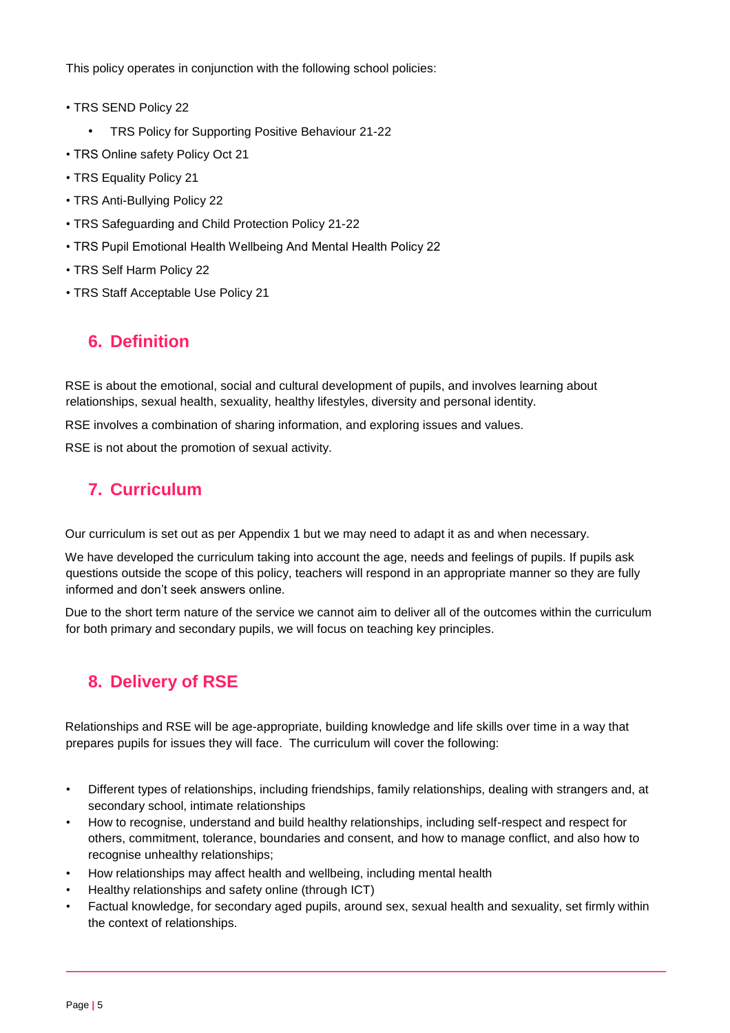This policy operates in conjunction with the following school policies:

- TRS SEND Policy 22
- TRS Policy for Supporting Positive Behaviour 21-22
- TRS Online safety Policy Oct 21
- TRS Equality Policy 21
- TRS Anti-Bullying Policy 22
- TRS Safeguarding and Child Protection Policy 21-22
- TRS Pupil Emotional Health Wellbeing And Mental Health Policy 22
- TRS Self Harm Policy 22
- TRS Staff Acceptable Use Policy 21

## 6. Definition

RSE is about the emotional, social and cultural development of pupils, and involves learning about relationships, sexual health, sexuality, healthy lifestyles, diversity and personal identity.

RSE involves a combination of sharing information, and exploring issues and values.

RSE is not about the promotion of sexual activity.

## 7. Curriculum

Our curriculum is set out as per Appendix 1 but we may need to adapt it as and when necessary.

We have developed the curriculum taking into account the age, needs and feelings of pupils. If pupils ask questions outside the scope of this policy, teachers will respond in an appropriate manner so they are fully informed and don't seek answers online.

Due to the short term nature of the service we cannot aim to deliver all of the outcomes within the curriculum for both primary and secondary pupils, we will focus on teaching key principles.

## 8. Delivery of RSE

Relationships and RSE will be age-appropriate, building knowledge and life skills over time in a way that prepares pupils for issues they will face. The curriculum will cover the following:

- Different types of relationships, including friendships, family relationships, dealing with strangers and, at secondary school, intimate relationships
- How to recognise, understand and build healthy relationships, including self-respect and respect for others, commitment, tolerance, boundaries and consent, and how to manage conflict, and also how to recognise unhealthy relationships;
- How relationships may affect health and wellbeing, including mental health
- Healthy relationships and safety online (through ICT)
- Factual knowledge, for secondary aged pupils, around sex, sexual health and sexuality, set firmly within the context of relationships.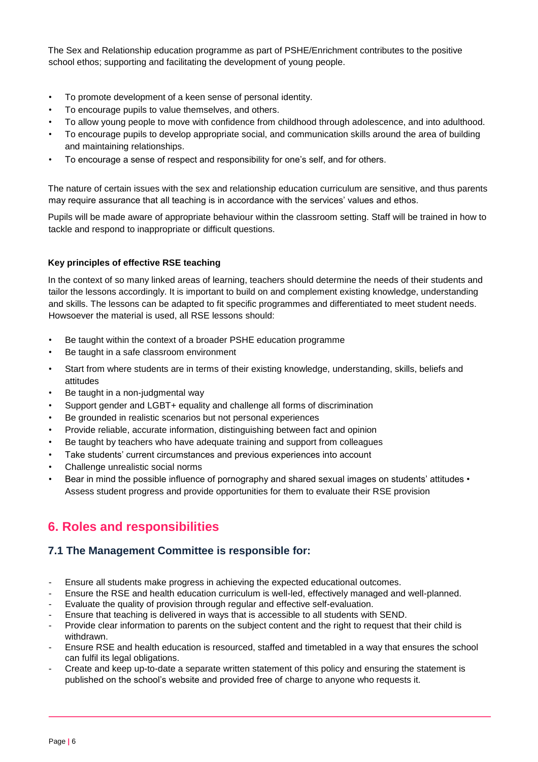The Sex and Relationship education programme as part of PSHE/Enrichment contributes to the positive school ethos; supporting and facilitating the development of young people.

- To promote development of a keen sense of personal identity.
- To encourage pupils to value themselves, and others.
- To allow young people to move with confidence from childhood through adolescence, and into adulthood.
- To encourage pupils to develop appropriate social, and communication skills around the area of building and maintaining relationships.
- To encourage a sense of respect and responsibility for one's self, and for others.

The nature of certain issues with the sex and relationship education curriculum are sensitive, and thus parents may require assurance that all teaching is in accordance with the services' values and ethos.

Pupils will be made aware of appropriate behaviour within the classroom setting. Staff will be trained in how to tackle and respond to inappropriate or difficult questions.

**Key principles of effective RSE teaching**

In the context of so many linked areas of learning, teachers should determine the needs of their students and tailor the lessons accordingly. It is important to build on and complement existing knowledge, understanding and skills. The lessons can be adapted to fit specific programmes and differentiated to meet student needs. Howsoever the material is used, all RSE lessons should:

- Be taught within the context of a broader PSHE education programme
- Be taught in a safe classroom environment
- Start from where students are in terms of their existing knowledge, understanding, skills, beliefs and attitudes
- Be taught in a non-judgmental way
- Support gender and LGBT+ equality and challenge all forms of discrimination
- Be grounded in realistic scenarios but not personal experiences
- Provide reliable, accurate information, distinguishing between fact and opinion
- Be taught by teachers who have adequate training and support from colleagues
- Take students' current circumstances and previous experiences into account
- Challenge unrealistic social norms
- Bear in mind the possible influence of pornography and shared sexual images on students' attitudes • Assess student progress and provide opportunities for them to evaluate their RSE provision

## 6. Roles and responsibilities

### 7.1 The Management Committee is responsible for:

- Ensure all students make progress in achieving the expected educational outcomes.
- Ensure the RSE and health education curriculum is well-led, effectively managed and well-planned.
- Evaluate the quality of provision through regular and effective self-evaluation.
- Ensure that teaching is delivered in ways that is accessible to all students with SEND.
- Provide clear information to parents on the subject content and the right to request that their child is withdrawn.
- Ensure RSE and health education is resourced, staffed and timetabled in a way that ensures the school can fulfil its legal obligations.
- Create and keep up-to-date a separate written statement of this policy and ensuring the statement is published on the school's website and provided free of charge to anyone who requests it.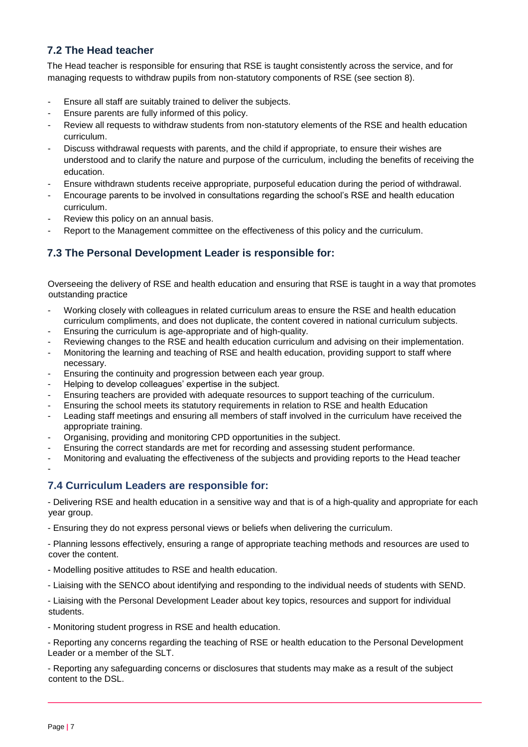### 7.2 The Head teacher

The Head teacher is responsible for ensuring that RSE is taught consistently across the service, and for managing requests to withdraw pupils from non-statutory components of RSE (see section 8).

- Ensure all staff are suitably trained to deliver the subjects.
- Ensure parents are fully informed of this policy.
- Review all requests to withdraw students from non-statutory elements of the RSE and health education curriculum.
- Discuss withdrawal requests with parents, and the child if appropriate, to ensure their wishes are understood and to clarify the nature and purpose of the curriculum, including the benefits of receiving the education.
- Ensure withdrawn students receive appropriate, purposeful education during the period of withdrawal.
- Encourage parents to be involved in consultations regarding the school's RSE and health education curriculum.
- Review this policy on an annual basis.
- Report to the Management committee on the effectiveness of this policy and the curriculum.

### 7.3 The Personal Development Leader is responsible for:

Overseeing the delivery of RSE and health education and ensuring that RSE is taught in a way that promotes outstanding practice

- Working closely with colleagues in related curriculum areas to ensure the RSE and health education curriculum compliments, and does not duplicate, the content covered in national curriculum subjects.
- Ensuring the curriculum is age-appropriate and of high-quality.
- Reviewing changes to the RSE and health education curriculum and advising on their implementation.
- Monitoring the learning and teaching of RSE and health education, providing support to staff where necessary.
- Ensuring the continuity and progression between each year group.
- Helping to develop colleagues' expertise in the subject.
- Ensuring teachers are provided with adequate resources to support teaching of the curriculum.
- Ensuring the school meets its statutory requirements in relation to RSE and health Education
- Leading staff meetings and ensuring all members of staff involved in the curriculum have received the appropriate training.
- Organising, providing and monitoring CPD opportunities in the subject.
- Ensuring the correct standards are met for recording and assessing student performance.
- Monitoring and evaluating the effectiveness of the subjects and providing reports to the Head teacher

### 7.4 Curriculum Leaders are responsible for:

- Delivering RSE and health education in a sensitive way and that is of a high-quality and appropriate for each year group.

- Ensuring they do not express personal views or beliefs when delivering the curriculum.

- Planning lessons effectively, ensuring a range of appropriate teaching methods and resources are used to cover the content.

- Modelling positive attitudes to RSE and health education.

- Liaising with the SENCO about identifying and responding to the individual needs of students with SEND.

- Liaising with the Personal Development Leader about key topics, resources and support for individual students.

- Monitoring student progress in RSE and health education.

- Reporting any concerns regarding the teaching of RSE or health education to the Personal Development Leader or a member of the SLT.

- Reporting any safeguarding concerns or disclosures that students may make as a result of the subject content to the DSL.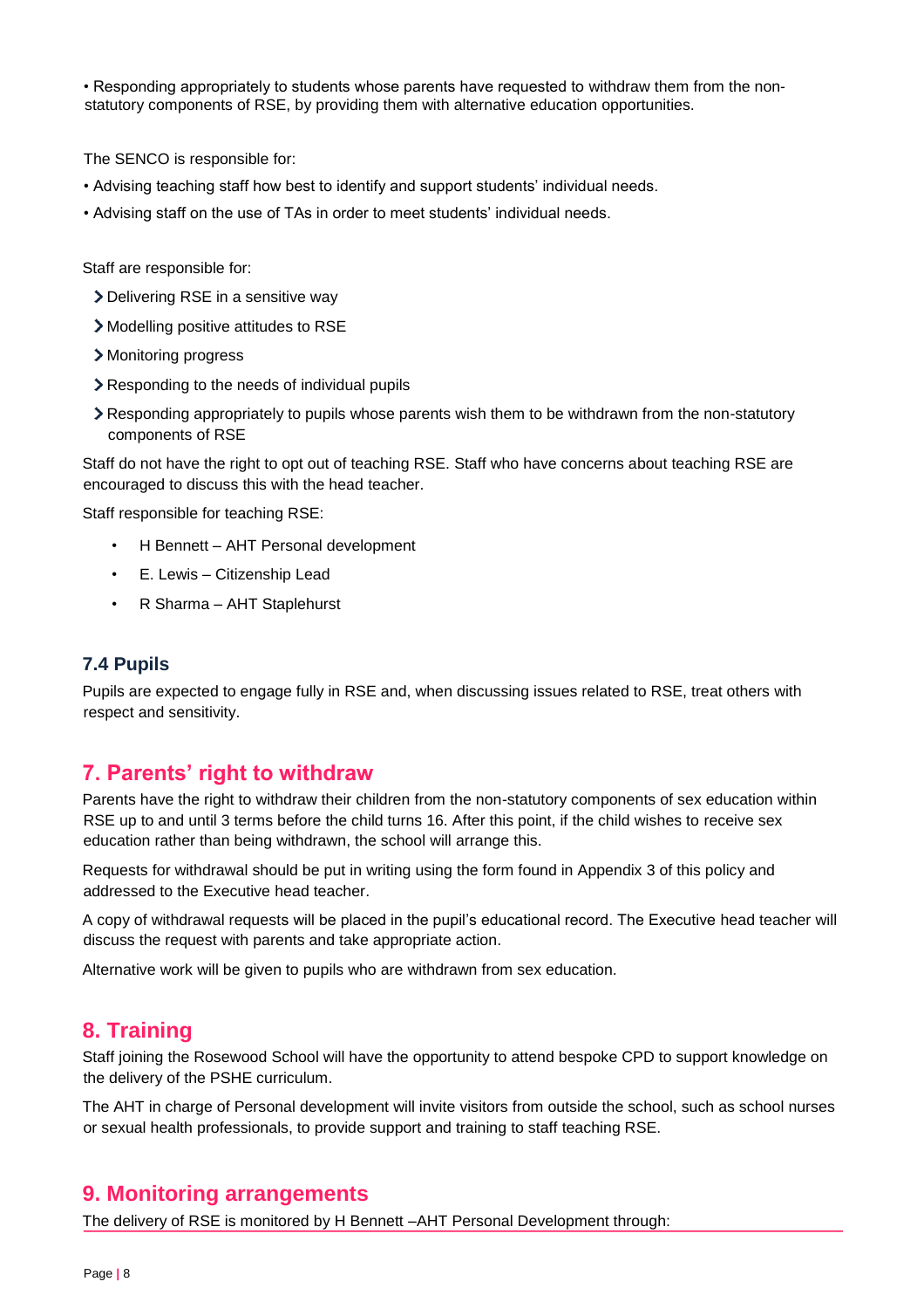• Responding appropriately to students whose parents have requested to withdraw them from the non-statutory components of RSE, by providing them with alternative education opportunities.

The SENCO is responsible for:

• Advising teaching staff how best to identify and support students' individual needs.

• Advising staff on the use of TAs in order to meet students' individual needs.

Staff are responsible for:

- Delivering RSE in a sensitive way
- Modelling positive attitudes to RSE
- Monitoring progress
- Responding to the needs of individual pupils
- Responding appropriately to pupils whose parents wish them to be withdrawn from the non-statutory components of RSE

Staff do not have the right to opt out of teaching RSE. Staff who have concerns about teaching RSE are encouraged to discuss this with the head teacher.

Staff responsible for teaching RSE:

- H Bennett – AHT Personal development
- E. Lewis – Citizenship Lead
- R Sharma – AHT Staplehurst

### 7.4 Pupils

Pupils are expected to engage fully in RSE and, when discussing issues related to RSE, treat others with respect and sensitivity.

## 7. Parents' right to withdraw

Parents have the right to withdraw their children from the non-statutory components of sex education within RSE up to and until 3 terms before the child turns 16. After this point, if the child wishes to receive sex education rather than being withdrawn, the school will arrange this.

Requests for withdrawal should be put in writing using the form found in Appendix 3 of this policy and addressed to the Executive head teacher.

A copy of withdrawal requests will be placed in the pupil's educational record. The Executive head teacher will discuss the request with parents and take appropriate action.

Alternative work will be given to pupils who are withdrawn from sex education.

## 8. Training

Staff joining the Rosewood School will have the opportunity to attend bespoke CPD to support knowledge on the delivery of the PSHE curriculum.

The AHT in charge of Personal development will invite visitors from outside the school, such as school nurses or sexual health professionals, to provide support and training to staff teaching RSE.

## 9. Monitoring arrangements

The delivery of RSE is monitored by H Bennett –AHT Personal Development through: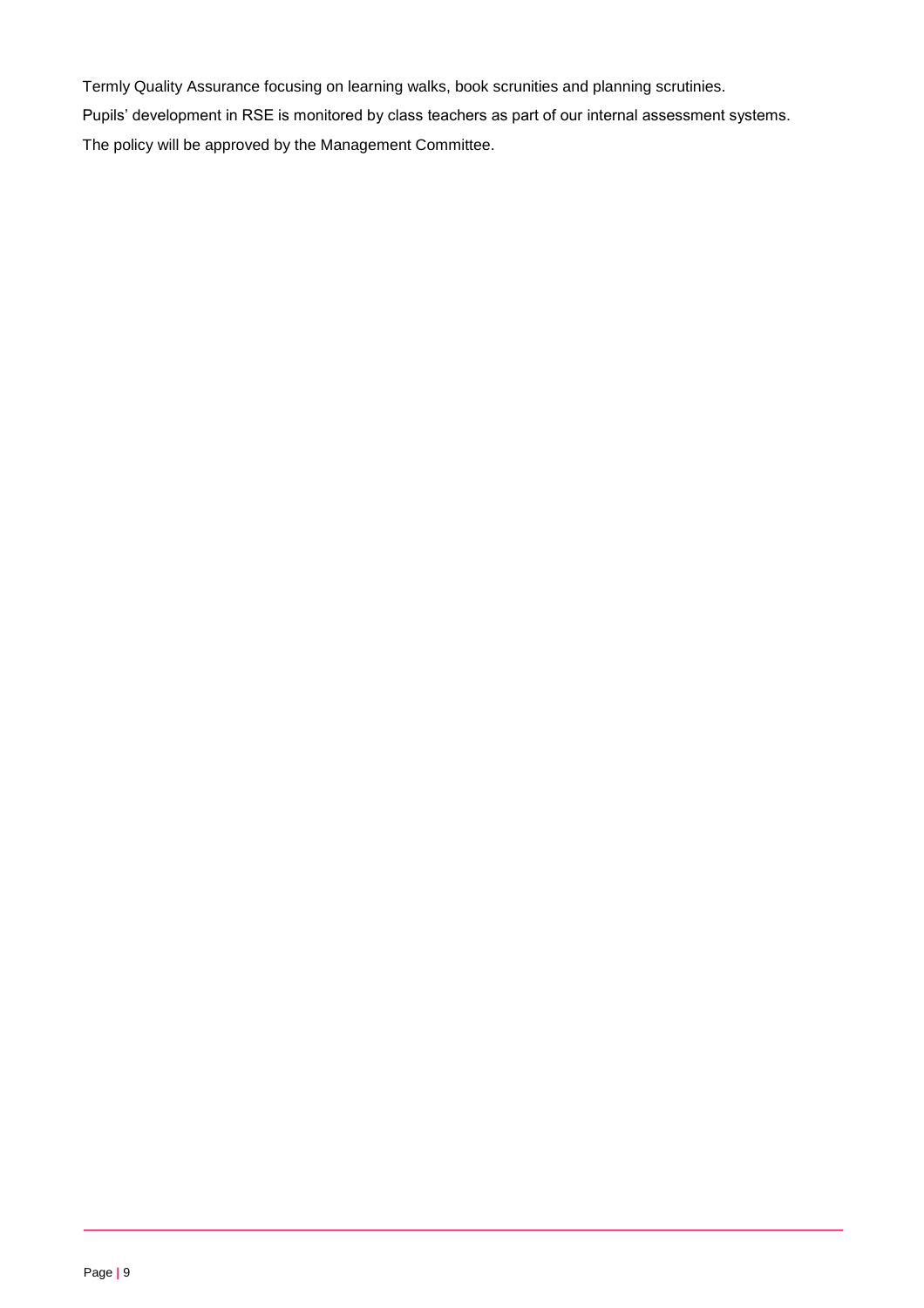Termly Quality Assurance focusing on learning walks, book scrunities and planning scrutinies.

Pupils' development in RSE is monitored by class teachers as part of our internal assessment systems.

The policy will be approved by the Management Committee.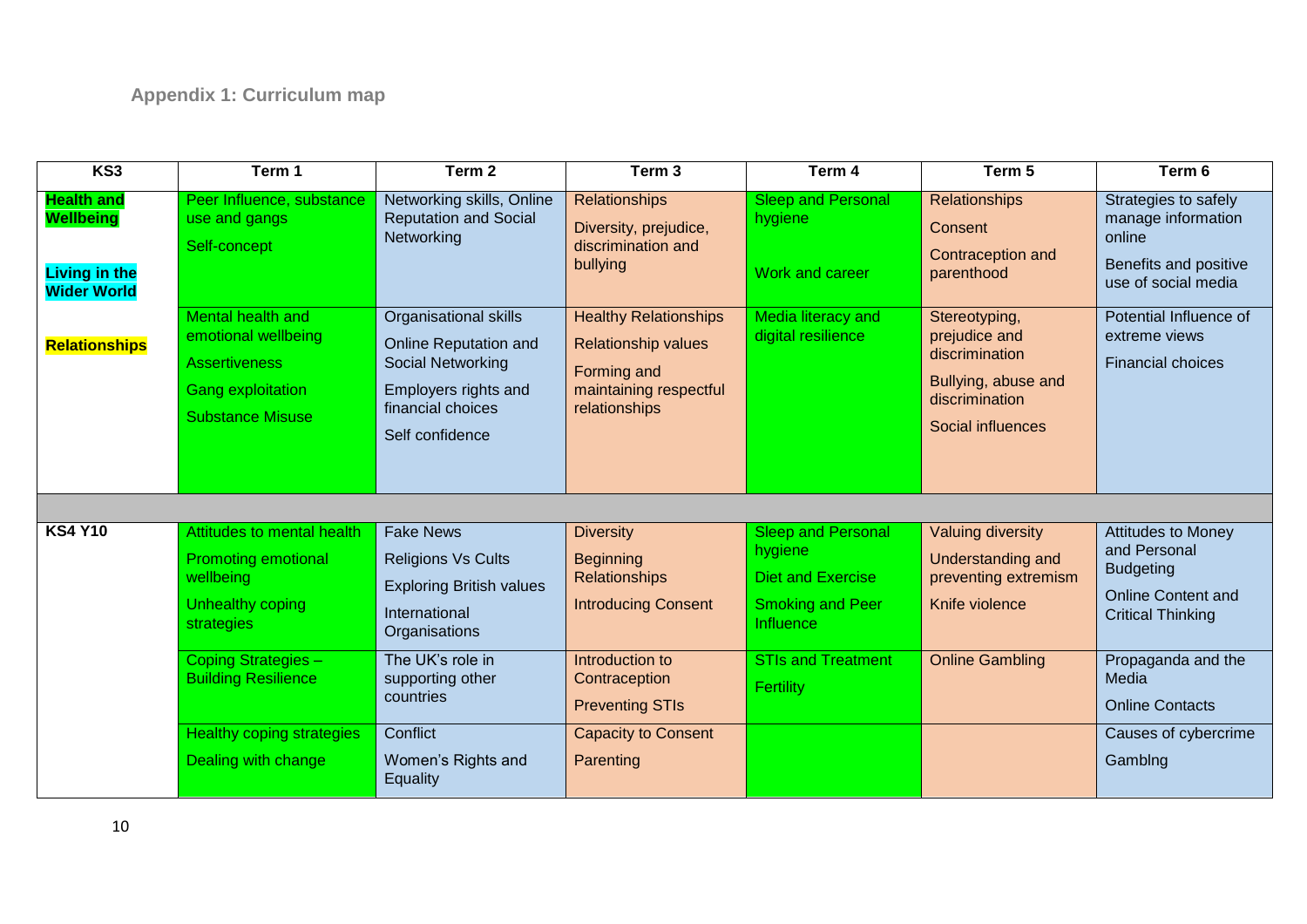### Appendix 1: Curriculum map

| KS3 | Term 1 | Term 2 | Term 3 | Term 4 | Term 5 | Term 6 |
|---|---|---|---|---|---|---|
| **Health and Wellbeing**<br><br>**Living in the Wider World**<br><br>**Relationships** | Peer Influence, substance use and gangs<br>Self-concept | Networking skills, Online Reputation and Social Networking | Relationships<br>Diversity, prejudice, discrimination and bullying | Sleep and Personal hygiene<br><br>Work and career | Relationships<br>Consent<br>Contraception and parenthood | Strategies to safely manage information online<br>Benefits and positive use of social media |
| | Mental health and emotional wellbeing<br>Assertiveness<br>Gang exploitation<br>Substance Misuse | Organisational skills<br>Online Reputation and Social Networking<br>Employers rights and financial choices<br>Self confidence | Healthy Relationships<br>Relationship values<br>Forming and maintaining respectful relationships | Media literacy and digital resilience | Stereotyping, prejudice and discrimination<br>Bullying, abuse and discrimination<br>Social influences | Potential Influence of extreme views<br>Financial choices |
| | | | | | | |
| **KS4 Y10** | Attitudes to mental health<br>Promoting emotional wellbeing<br>Unhealthy coping strategies | Fake News<br>Religions Vs Cults<br>Exploring British values<br>International Organisations | Diversity<br>Beginning Relationships<br>Introducing Consent | Sleep and Personal hygiene<br>Diet and Exercise<br>Smoking and Peer Influence | Valuing diversity<br>Understanding and preventing extremism<br>Knife violence | Attitudes to Money and Personal Budgeting<br>Online Content and Critical Thinking |
| | Coping Strategies – Building Resilience | The UK's role in supporting other countries | Introduction to Contraception<br>Preventing STIs | STIs and Treatment<br>Fertility | Online Gambling | Propaganda and the Media<br>Online Contacts |
| | Healthy coping strategies<br>Dealing with change | Conflict<br>Women's Rights and Equality | Capacity to Consent<br>Parenting | | | Causes of cybercrime<br>Gamblng |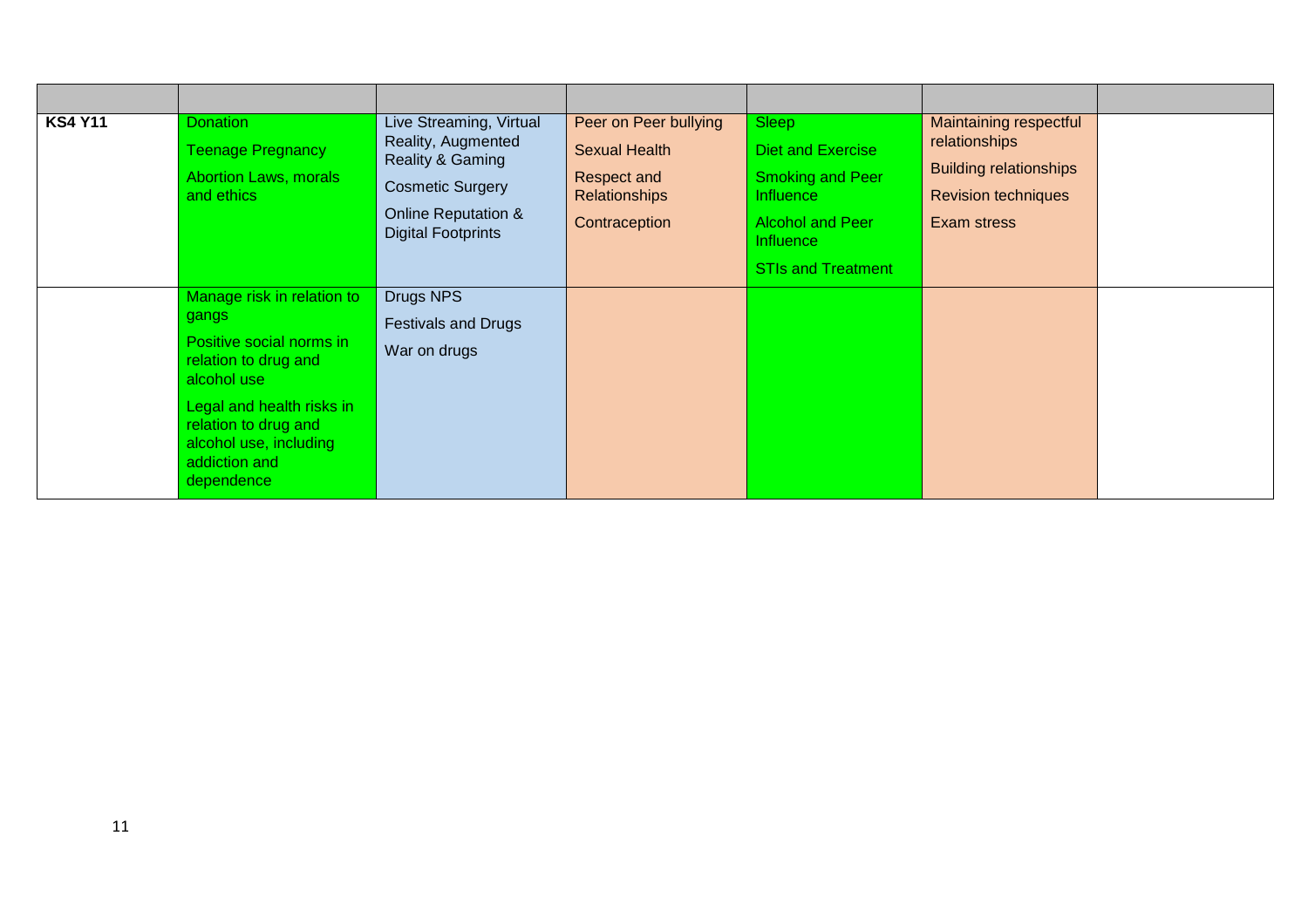|  |  |  |  |  |  |  |
|---|---|---|---|---|---|---|
| **KS4 Y11** | Donation<br>Teenage Pregnancy<br>Abortion Laws, morals and ethics | Live Streaming, Virtual Reality, Augmented Reality & Gaming<br>Cosmetic Surgery<br>Online Reputation & Digital Footprints | Peer on Peer bullying<br>Sexual Health<br>Respect and Relationships<br>Contraception | Sleep<br>Diet and Exercise<br>Smoking and Peer Influence<br>Alcohol and Peer Influence<br>STIs and Treatment | Maintaining respectful relationships<br>Building relationships<br>Revision techniques<br>Exam stress |  |
|  | Manage risk in relation to gangs<br>Positive social norms in relation to drug and alcohol use<br>Legal and health risks in relation to drug and alcohol use, including addiction and dependence | Drugs NPS<br>Festivals and Drugs<br>War on drugs |  |  |  |  |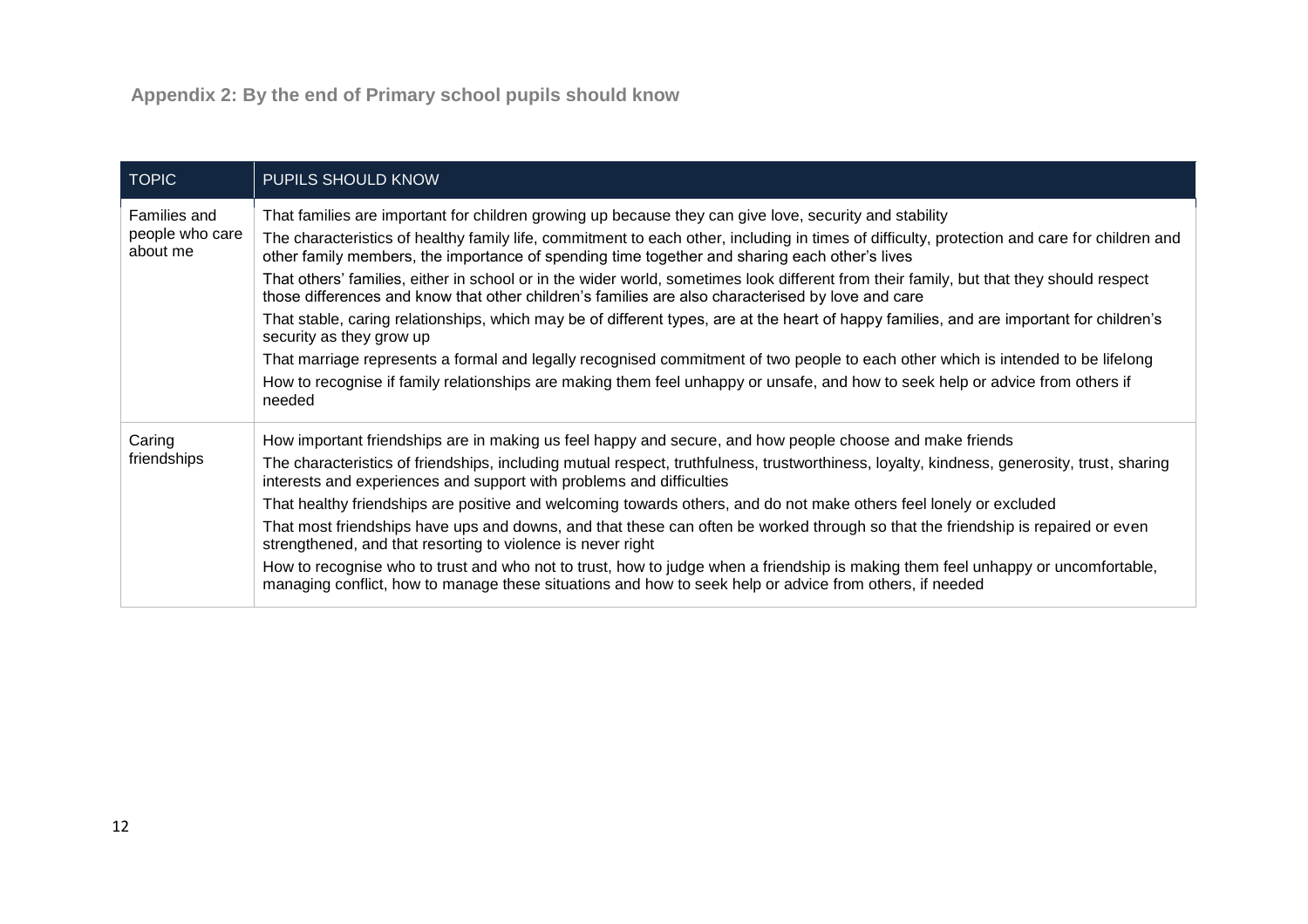## Appendix 2: By the end of Primary school pupils should know

| TOPIC | PUPILS SHOULD KNOW |
|---|---|
| Families and people who care about me | That families are important for children growing up because they can give love, security and stability<br>The characteristics of healthy family life, commitment to each other, including in times of difficulty, protection and care for children and other family members, the importance of spending time together and sharing each other's lives<br>That others' families, either in school or in the wider world, sometimes look different from their family, but that they should respect those differences and know that other children's families are also characterised by love and care<br>That stable, caring relationships, which may be of different types, are at the heart of happy families, and are important for children's security as they grow up<br>That marriage represents a formal and legally recognised commitment of two people to each other which is intended to be lifelong<br>How to recognise if family relationships are making them feel unhappy or unsafe, and how to seek help or advice from others if needed |
| Caring friendships | How important friendships are in making us feel happy and secure, and how people choose and make friends<br>The characteristics of friendships, including mutual respect, truthfulness, trustworthiness, loyalty, kindness, generosity, trust, sharing interests and experiences and support with problems and difficulties<br>That healthy friendships are positive and welcoming towards others, and do not make others feel lonely or excluded<br>That most friendships have ups and downs, and that these can often be worked through so that the friendship is repaired or even strengthened, and that resorting to violence is never right<br>How to recognise who to trust and who not to trust, how to judge when a friendship is making them feel unhappy or uncomfortable, managing conflict, how to manage these situations and how to seek help or advice from others, if needed |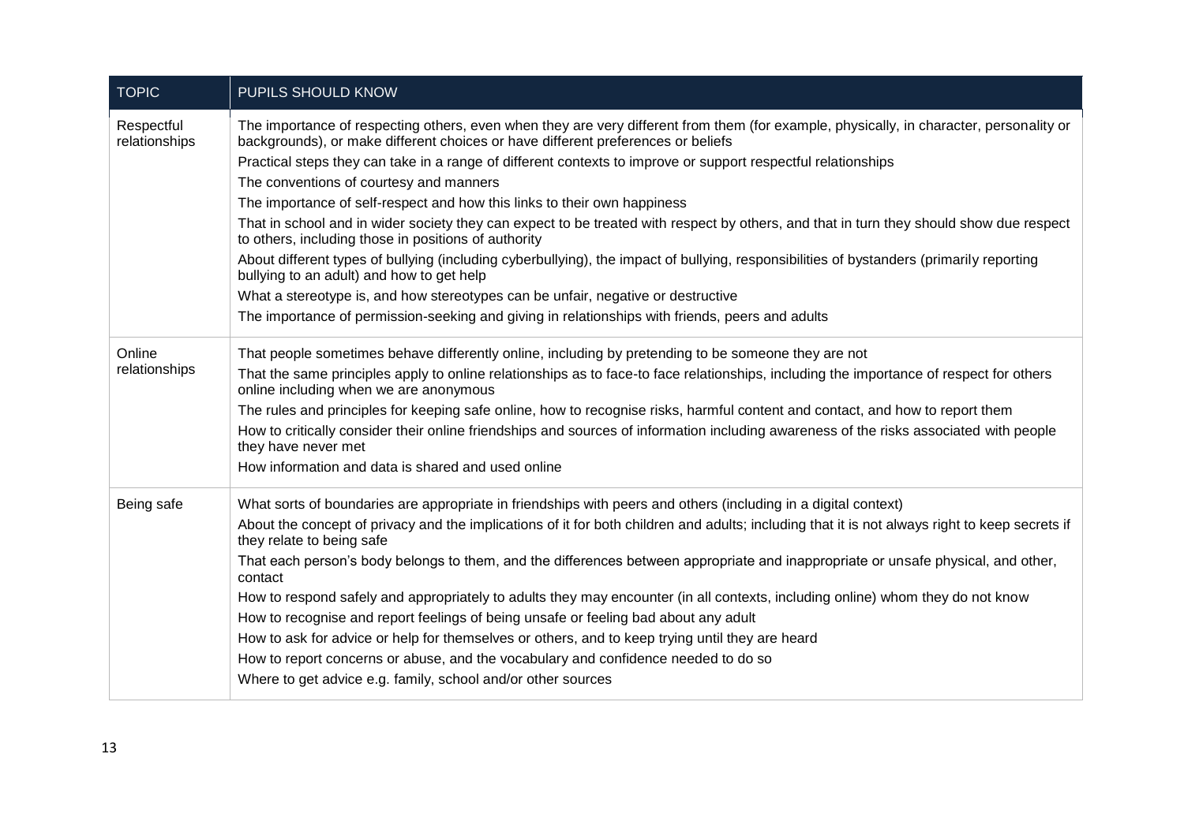| TOPIC | PUPILS SHOULD KNOW |
|---|---|
| Respectful relationships | The importance of respecting others, even when they are very different from them (for example, physically, in character, personality or backgrounds), or make different choices or have different preferences or beliefs<br>Practical steps they can take in a range of different contexts to improve or support respectful relationships<br>The conventions of courtesy and manners<br>The importance of self-respect and how this links to their own happiness<br>That in school and in wider society they can expect to be treated with respect by others, and that in turn they should show due respect to others, including those in positions of authority<br>About different types of bullying (including cyberbullying), the impact of bullying, responsibilities of bystanders (primarily reporting bullying to an adult) and how to get help<br>What a stereotype is, and how stereotypes can be unfair, negative or destructive<br>The importance of permission-seeking and giving in relationships with friends, peers and adults |
| Online relationships | That people sometimes behave differently online, including by pretending to be someone they are not<br>That the same principles apply to online relationships as to face-to face relationships, including the importance of respect for others online including when we are anonymous<br>The rules and principles for keeping safe online, how to recognise risks, harmful content and contact, and how to report them<br>How to critically consider their online friendships and sources of information including awareness of the risks associated with people they have never met<br>How information and data is shared and used online |
| Being safe | What sorts of boundaries are appropriate in friendships with peers and others (including in a digital context)<br>About the concept of privacy and the implications of it for both children and adults; including that it is not always right to keep secrets if they relate to being safe<br>That each person's body belongs to them, and the differences between appropriate and inappropriate or unsafe physical, and other, contact<br>How to respond safely and appropriately to adults they may encounter (in all contexts, including online) whom they do not know<br>How to recognise and report feelings of being unsafe or feeling bad about any adult<br>How to ask for advice or help for themselves or others, and to keep trying until they are heard<br>How to report concerns or abuse, and the vocabulary and confidence needed to do so<br>Where to get advice e.g. family, school and/or other sources |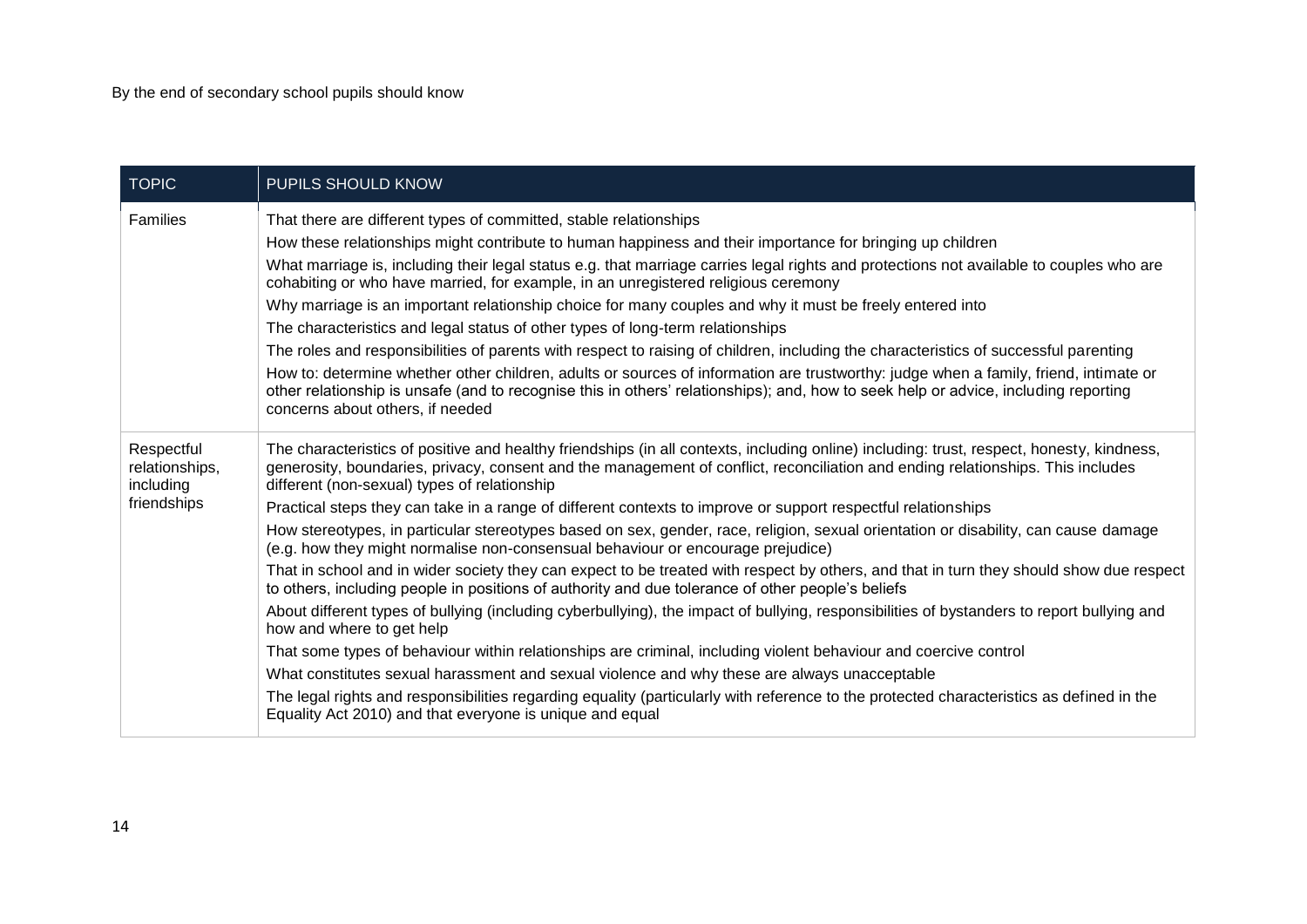By the end of secondary school pupils should know

| TOPIC | PUPILS SHOULD KNOW |
|---|---|
| Families | That there are different types of committed, stable relationships<br>How these relationships might contribute to human happiness and their importance for bringing up children<br>What marriage is, including their legal status e.g. that marriage carries legal rights and protections not available to couples who are cohabiting or who have married, for example, in an unregistered religious ceremony<br>Why marriage is an important relationship choice for many couples and why it must be freely entered into<br>The characteristics and legal status of other types of long-term relationships<br>The roles and responsibilities of parents with respect to raising of children, including the characteristics of successful parenting<br>How to: determine whether other children, adults or sources of information are trustworthy: judge when a family, friend, intimate or other relationship is unsafe (and to recognise this in others' relationships); and, how to seek help or advice, including reporting concerns about others, if needed |
| Respectful relationships, including friendships | The characteristics of positive and healthy friendships (in all contexts, including online) including: trust, respect, honesty, kindness, generosity, boundaries, privacy, consent and the management of conflict, reconciliation and ending relationships. This includes different (non-sexual) types of relationship<br>Practical steps they can take in a range of different contexts to improve or support respectful relationships<br>How stereotypes, in particular stereotypes based on sex, gender, race, religion, sexual orientation or disability, can cause damage (e.g. how they might normalise non-consensual behaviour or encourage prejudice)<br>That in school and in wider society they can expect to be treated with respect by others, and that in turn they should show due respect to others, including people in positions of authority and due tolerance of other people's beliefs<br>About different types of bullying (including cyberbullying), the impact of bullying, responsibilities of bystanders to report bullying and how and where to get help<br>That some types of behaviour within relationships are criminal, including violent behaviour and coercive control<br>What constitutes sexual harassment and sexual violence and why these are always unacceptable<br>The legal rights and responsibilities regarding equality (particularly with reference to the protected characteristics as defined in the Equality Act 2010) and that everyone is unique and equal |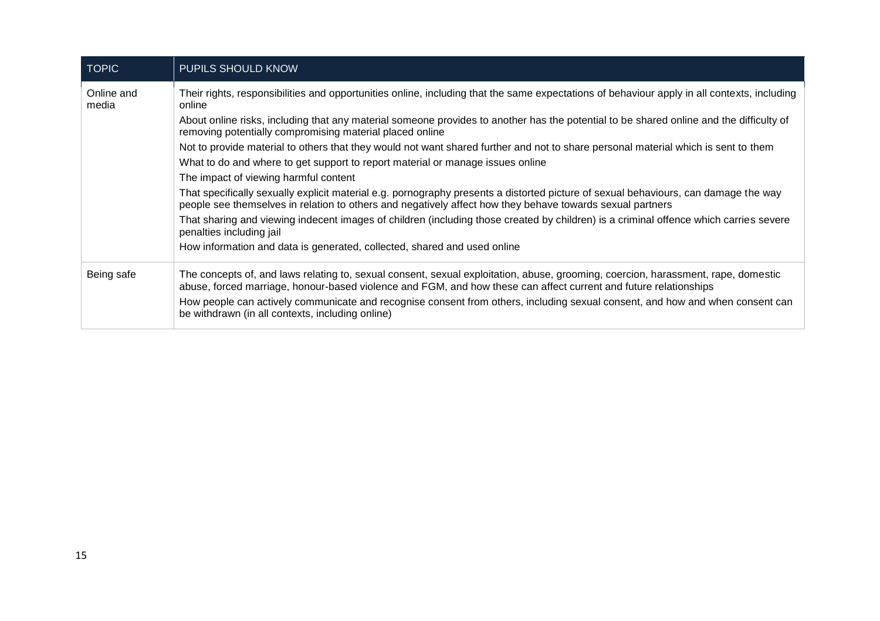| TOPIC | PUPILS SHOULD KNOW |
|---|---|
| Online and media | Their rights, responsibilities and opportunities online, including that the same expectations of behaviour apply in all contexts, including online<br>About online risks, including that any material someone provides to another has the potential to be shared online and the difficulty of removing potentially compromising material placed online<br>Not to provide material to others that they would not want shared further and not to share personal material which is sent to them<br>What to do and where to get support to report material or manage issues online<br>The impact of viewing harmful content<br>That specifically sexually explicit material e.g. pornography presents a distorted picture of sexual behaviours, can damage the way people see themselves in relation to others and negatively affect how they behave towards sexual partners<br>That sharing and viewing indecent images of children (including those created by children) is a criminal offence which carries severe penalties including jail<br>How information and data is generated, collected, shared and used online |
| Being safe | The concepts of, and laws relating to, sexual consent, sexual exploitation, abuse, grooming, coercion, harassment, rape, domestic abuse, forced marriage, honour-based violence and FGM, and how these can affect current and future relationships<br>How people can actively communicate and recognise consent from others, including sexual consent, and how and when consent can be withdrawn (in all contexts, including online) |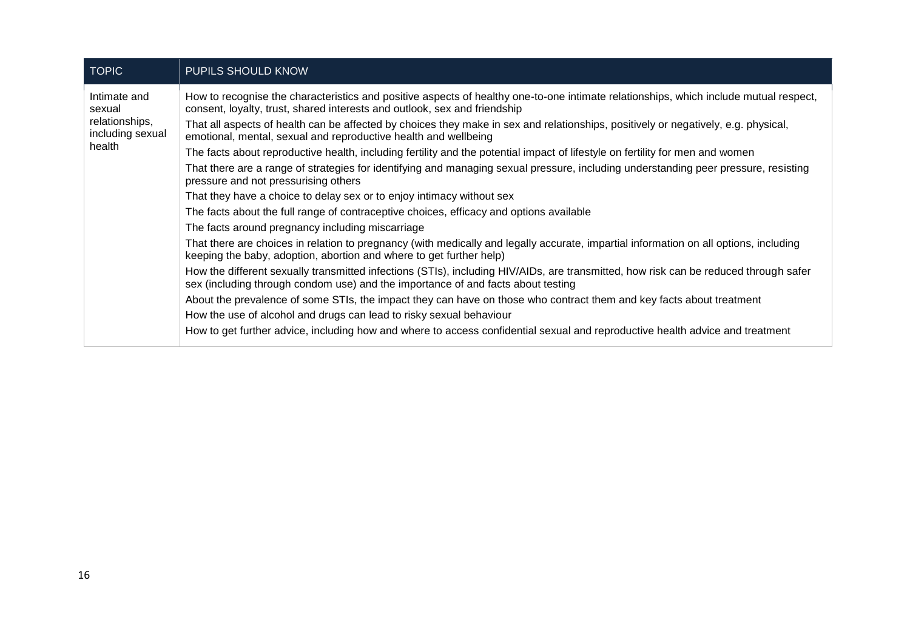| TOPIC | PUPILS SHOULD KNOW |
|---|---|
| Intimate and sexual relationships, including sexual health | How to recognise the characteristics and positive aspects of healthy one-to-one intimate relationships, which include mutual respect, consent, loyalty, trust, shared interests and outlook, sex and friendship<br>That all aspects of health can be affected by choices they make in sex and relationships, positively or negatively, e.g. physical, emotional, mental, sexual and reproductive health and wellbeing<br>The facts about reproductive health, including fertility and the potential impact of lifestyle on fertility for men and women<br>That there are a range of strategies for identifying and managing sexual pressure, including understanding peer pressure, resisting pressure and not pressurising others<br>That they have a choice to delay sex or to enjoy intimacy without sex<br>The facts about the full range of contraceptive choices, efficacy and options available<br>The facts around pregnancy including miscarriage<br>That there are choices in relation to pregnancy (with medically and legally accurate, impartial information on all options, including keeping the baby, adoption, abortion and where to get further help)<br>How the different sexually transmitted infections (STIs), including HIV/AIDs, are transmitted, how risk can be reduced through safer sex (including through condom use) and the importance of and facts about testing<br>About the prevalence of some STIs, the impact they can have on those who contract them and key facts about treatment<br>How the use of alcohol and drugs can lead to risky sexual behaviour<br>How to get further advice, including how and where to access confidential sexual and reproductive health advice and treatment |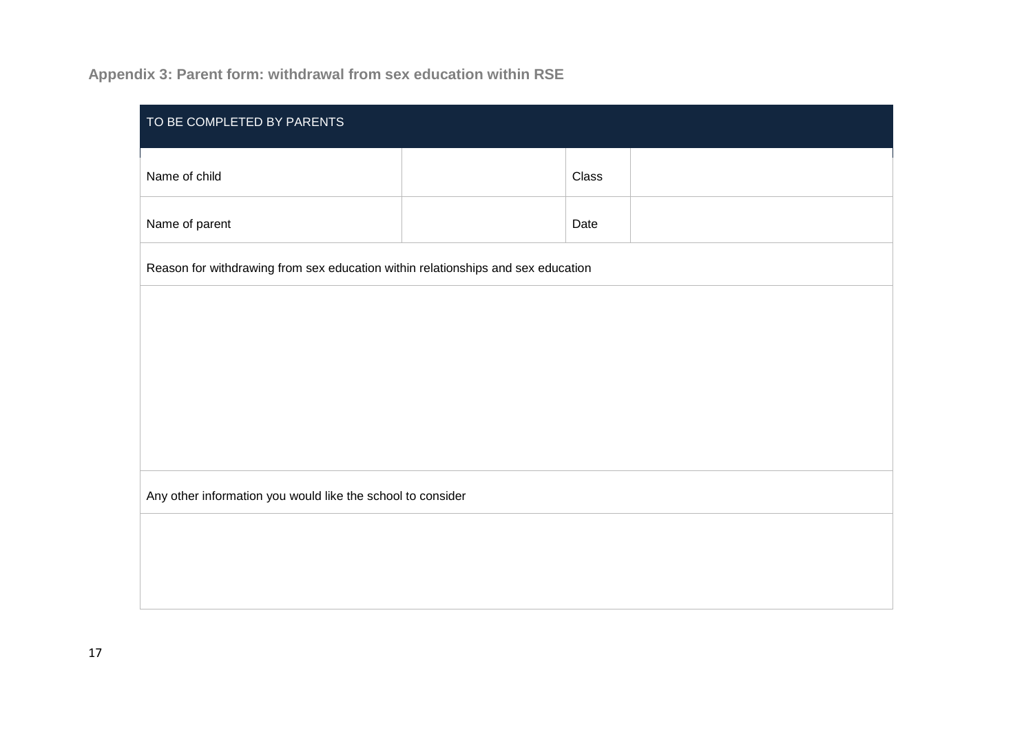### Appendix 3: Parent form: withdrawal from sex education within RSE

| TO BE COMPLETED BY PARENTS | | | |
|---|---|---|---|
| Name of child | | Class | |
| Name of parent | | Date | |
| Reason for withdrawing from sex education within relationships and sex education | | | |
| | | | |
| Any other information you would like the school to consider | | | |
| | | | |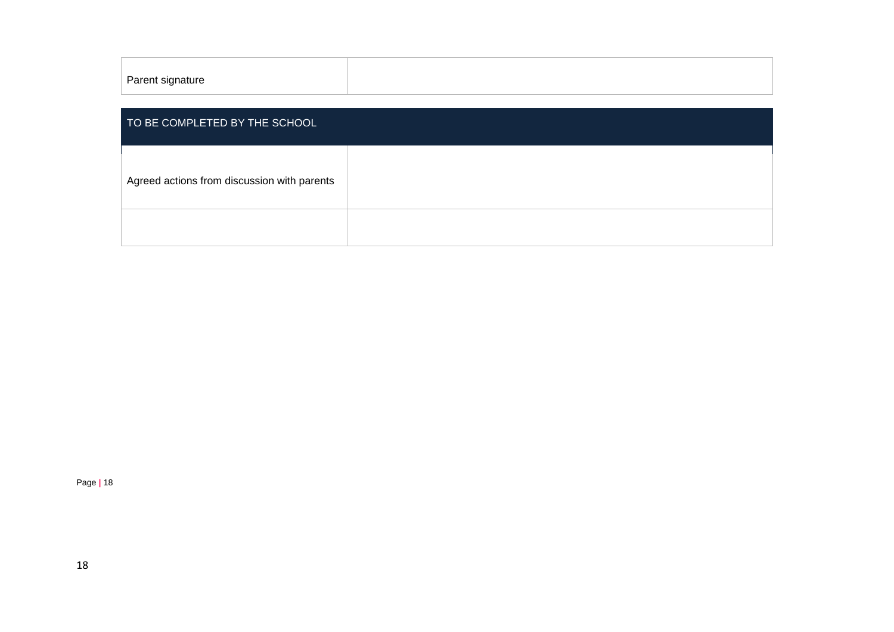| | |
|---|---|
| Parent signature | |

| TO BE COMPLETED BY THE SCHOOL | |
|---|---|
| Agreed actions from discussion with parents | |
| | |